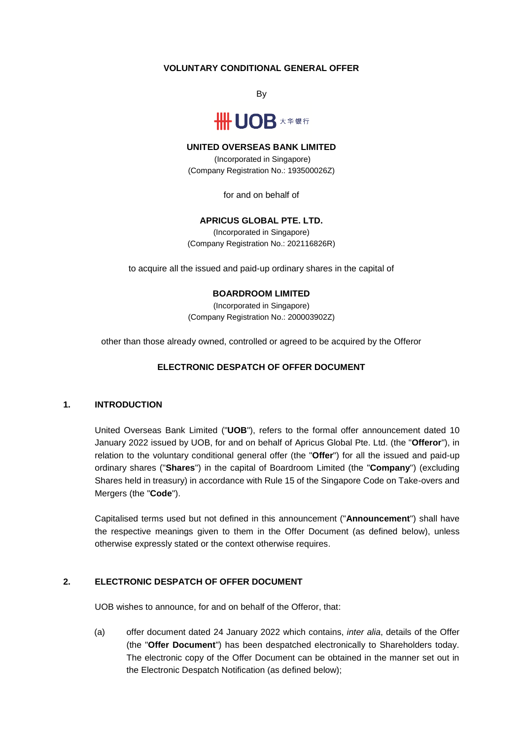**VOLUNTARY CONDITIONAL GENERAL OFFER**

By

UOB 大华银行

**UNITED OVERSEAS BANK LIMITED**
(Incorporated in Singapore)
(Company Registration No.: 193500026Z)

for and on behalf of

**APRICUS GLOBAL PTE. LTD.**
(Incorporated in Singapore)
(Company Registration No.: 202116826R)

to acquire all the issued and paid-up ordinary shares in the capital of

**BOARDROOM LIMITED**
(Incorporated in Singapore)
(Company Registration No.: 200003902Z)

other than those already owned, controlled or agreed to be acquired by the Offeror

**ELECTRONIC DESPATCH OF OFFER DOCUMENT**

## 1. INTRODUCTION

United Overseas Bank Limited ("**UOB**"), refers to the formal offer announcement dated 10 January 2022 issued by UOB, for and on behalf of Apricus Global Pte. Ltd. (the "**Offeror**"), in relation to the voluntary conditional general offer (the "**Offer**") for all the issued and paid-up ordinary shares ("**Shares**") in the capital of Boardroom Limited (the "**Company**") (excluding Shares held in treasury) in accordance with Rule 15 of the Singapore Code on Take-overs and Mergers (the "**Code**").

Capitalised terms used but not defined in this announcement ("**Announcement**") shall have the respective meanings given to them in the Offer Document (as defined below), unless otherwise expressly stated or the context otherwise requires.

## 2. ELECTRONIC DESPATCH OF OFFER DOCUMENT

UOB wishes to announce, for and on behalf of the Offeror, that:

(a) offer document dated 24 January 2022 which contains, *inter alia*, details of the Offer (the "**Offer Document**") has been despatched electronically to Shareholders today. The electronic copy of the Offer Document can be obtained in the manner set out in the Electronic Despatch Notification (as defined below);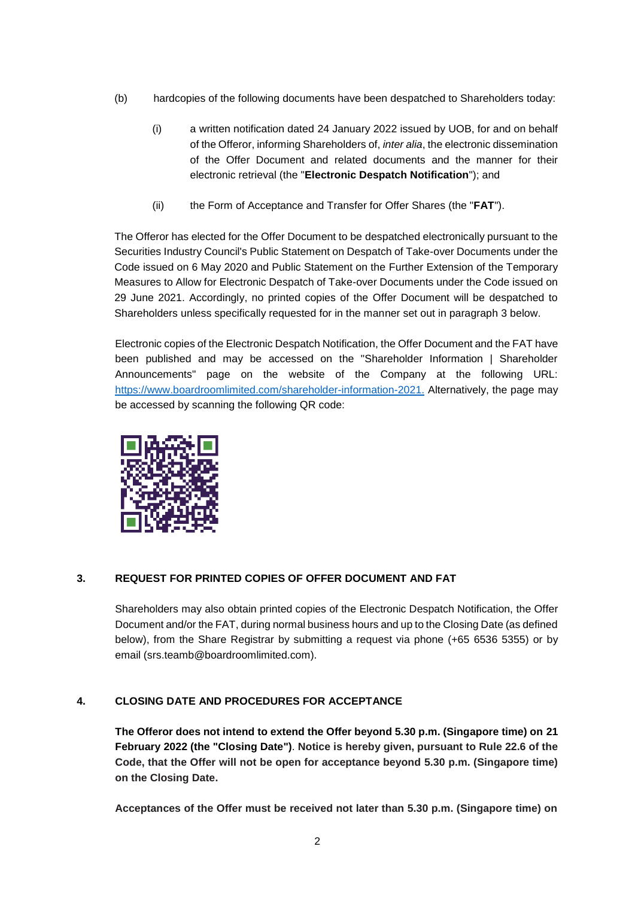(b) hardcopies of the following documents have been despatched to Shareholders today:

   (i) a written notification dated 24 January 2022 issued by UOB, for and on behalf of the Offeror, informing Shareholders of, *inter alia*, the electronic dissemination of the Offer Document and related documents and the manner for their electronic retrieval (the "**Electronic Despatch Notification**"); and

   (ii) the Form of Acceptance and Transfer for Offer Shares (the "**FAT**").

The Offeror has elected for the Offer Document to be despatched electronically pursuant to the Securities Industry Council's Public Statement on Despatch of Take-over Documents under the Code issued on 6 May 2020 and Public Statement on the Further Extension of the Temporary Measures to Allow for Electronic Despatch of Take-over Documents under the Code issued on 29 June 2021. Accordingly, no printed copies of the Offer Document will be despatched to Shareholders unless specifically requested for in the manner set out in paragraph 3 below.

Electronic copies of the Electronic Despatch Notification, the Offer Document and the FAT have been published and may be accessed on the "Shareholder Information | Shareholder Announcements" page on the website of the Company at the following URL: https://www.boardroomlimited.com/shareholder-information-2021. Alternatively, the page may be accessed by scanning the following QR code:

## 3. REQUEST FOR PRINTED COPIES OF OFFER DOCUMENT AND FAT

Shareholders may also obtain printed copies of the Electronic Despatch Notification, the Offer Document and/or the FAT, during normal business hours and up to the Closing Date (as defined below), from the Share Registrar by submitting a request via phone (+65 6536 5355) or by email (srs.teamb@boardroomlimited.com).

## 4. CLOSING DATE AND PROCEDURES FOR ACCEPTANCE

**The Offeror does not intend to extend the Offer beyond 5.30 p.m. (Singapore time) on 21 February 2022 (the "Closing Date")**. **Notice is hereby given, pursuant to Rule 22.6 of the Code, that the Offer will not be open for acceptance beyond 5.30 p.m. (Singapore time) on the Closing Date.**

**Acceptances of the Offer must be received not later than 5.30 p.m. (Singapore time) on**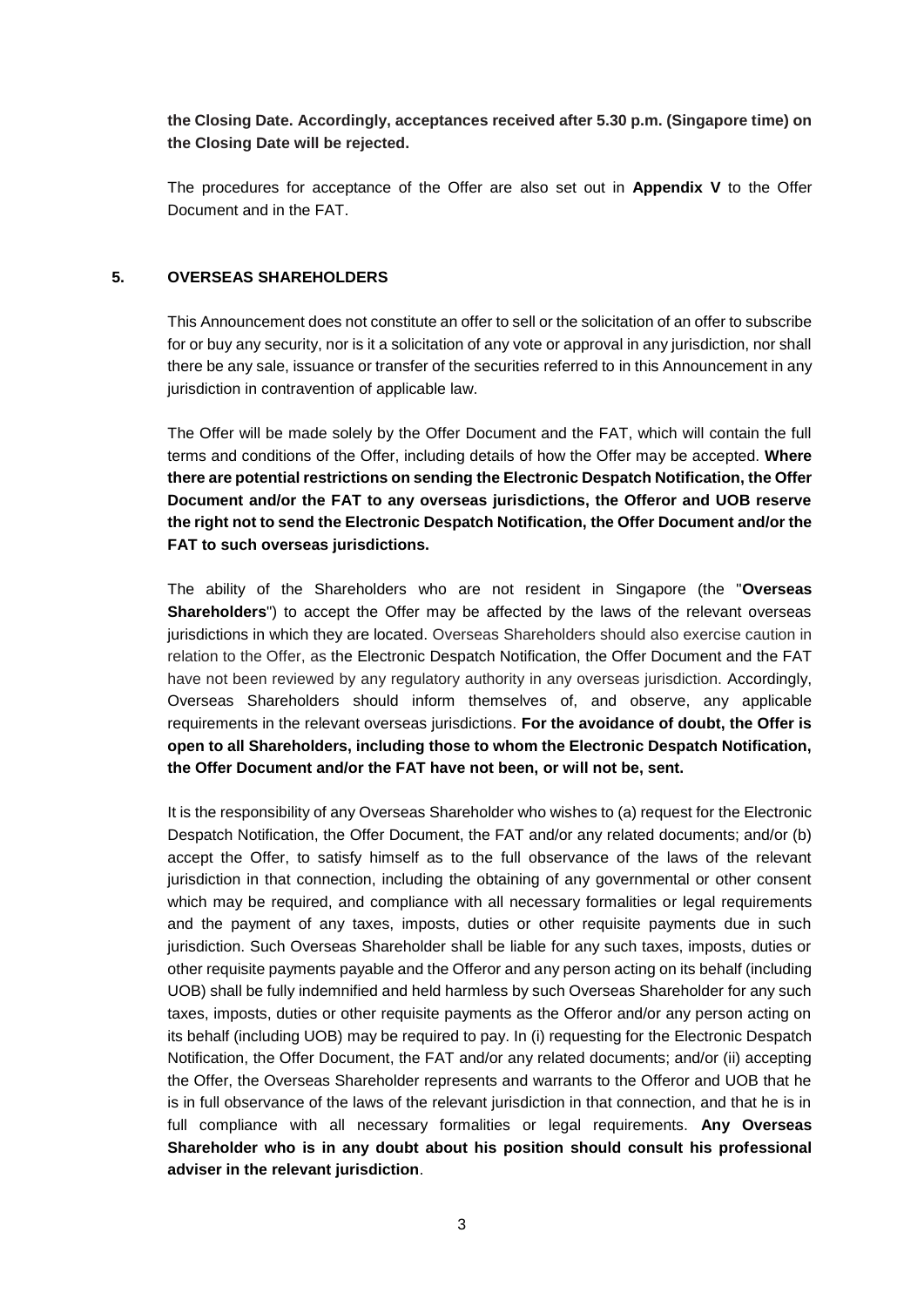**the Closing Date. Accordingly, acceptances received after 5.30 p.m. (Singapore time) on the Closing Date will be rejected.**

The procedures for acceptance of the Offer are also set out in **Appendix V** to the Offer Document and in the FAT.

## 5. OVERSEAS SHAREHOLDERS

This Announcement does not constitute an offer to sell or the solicitation of an offer to subscribe for or buy any security, nor is it a solicitation of any vote or approval in any jurisdiction, nor shall there be any sale, issuance or transfer of the securities referred to in this Announcement in any jurisdiction in contravention of applicable law.

The Offer will be made solely by the Offer Document and the FAT, which will contain the full terms and conditions of the Offer, including details of how the Offer may be accepted. **Where there are potential restrictions on sending the Electronic Despatch Notification, the Offer Document and/or the FAT to any overseas jurisdictions, the Offeror and UOB reserve the right not to send the Electronic Despatch Notification, the Offer Document and/or the FAT to such overseas jurisdictions.**

The ability of the Shareholders who are not resident in Singapore (the "**Overseas Shareholders**") to accept the Offer may be affected by the laws of the relevant overseas jurisdictions in which they are located. Overseas Shareholders should also exercise caution in relation to the Offer, as the Electronic Despatch Notification, the Offer Document and the FAT have not been reviewed by any regulatory authority in any overseas jurisdiction. Accordingly, Overseas Shareholders should inform themselves of, and observe, any applicable requirements in the relevant overseas jurisdictions. **For the avoidance of doubt, the Offer is open to all Shareholders, including those to whom the Electronic Despatch Notification, the Offer Document and/or the FAT have not been, or will not be, sent.**

It is the responsibility of any Overseas Shareholder who wishes to (a) request for the Electronic Despatch Notification, the Offer Document, the FAT and/or any related documents; and/or (b) accept the Offer, to satisfy himself as to the full observance of the laws of the relevant jurisdiction in that connection, including the obtaining of any governmental or other consent which may be required, and compliance with all necessary formalities or legal requirements and the payment of any taxes, imposts, duties or other requisite payments due in such jurisdiction. Such Overseas Shareholder shall be liable for any such taxes, imposts, duties or other requisite payments payable and the Offeror and any person acting on its behalf (including UOB) shall be fully indemnified and held harmless by such Overseas Shareholder for any such taxes, imposts, duties or other requisite payments as the Offeror and/or any person acting on its behalf (including UOB) may be required to pay. In (i) requesting for the Electronic Despatch Notification, the Offer Document, the FAT and/or any related documents; and/or (ii) accepting the Offer, the Overseas Shareholder represents and warrants to the Offeror and UOB that he is in full observance of the laws of the relevant jurisdiction in that connection, and that he is in full compliance with all necessary formalities or legal requirements. **Any Overseas Shareholder who is in any doubt about his position should consult his professional adviser in the relevant jurisdiction**.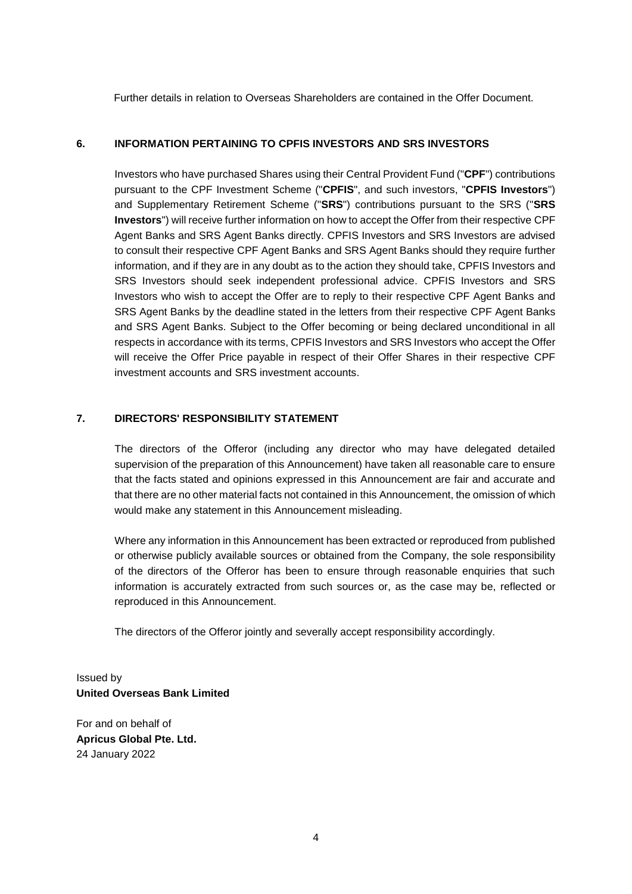Further details in relation to Overseas Shareholders are contained in the Offer Document.

## 6. INFORMATION PERTAINING TO CPFIS INVESTORS AND SRS INVESTORS

Investors who have purchased Shares using their Central Provident Fund ("**CPF**") contributions pursuant to the CPF Investment Scheme ("**CPFIS**", and such investors, "**CPFIS Investors**") and Supplementary Retirement Scheme ("**SRS**") contributions pursuant to the SRS ("**SRS Investors**") will receive further information on how to accept the Offer from their respective CPF Agent Banks and SRS Agent Banks directly. CPFIS Investors and SRS Investors are advised to consult their respective CPF Agent Banks and SRS Agent Banks should they require further information, and if they are in any doubt as to the action they should take, CPFIS Investors and SRS Investors should seek independent professional advice. CPFIS Investors and SRS Investors who wish to accept the Offer are to reply to their respective CPF Agent Banks and SRS Agent Banks by the deadline stated in the letters from their respective CPF Agent Banks and SRS Agent Banks. Subject to the Offer becoming or being declared unconditional in all respects in accordance with its terms, CPFIS Investors and SRS Investors who accept the Offer will receive the Offer Price payable in respect of their Offer Shares in their respective CPF investment accounts and SRS investment accounts.

## 7. DIRECTORS' RESPONSIBILITY STATEMENT

The directors of the Offeror (including any director who may have delegated detailed supervision of the preparation of this Announcement) have taken all reasonable care to ensure that the facts stated and opinions expressed in this Announcement are fair and accurate and that there are no other material facts not contained in this Announcement, the omission of which would make any statement in this Announcement misleading.

Where any information in this Announcement has been extracted or reproduced from published or otherwise publicly available sources or obtained from the Company, the sole responsibility of the directors of the Offeror has been to ensure through reasonable enquiries that such information is accurately extracted from such sources or, as the case may be, reflected or reproduced in this Announcement.

The directors of the Offeror jointly and severally accept responsibility accordingly.

Issued by
**United Overseas Bank Limited**

For and on behalf of
**Apricus Global Pte. Ltd.**
24 January 2022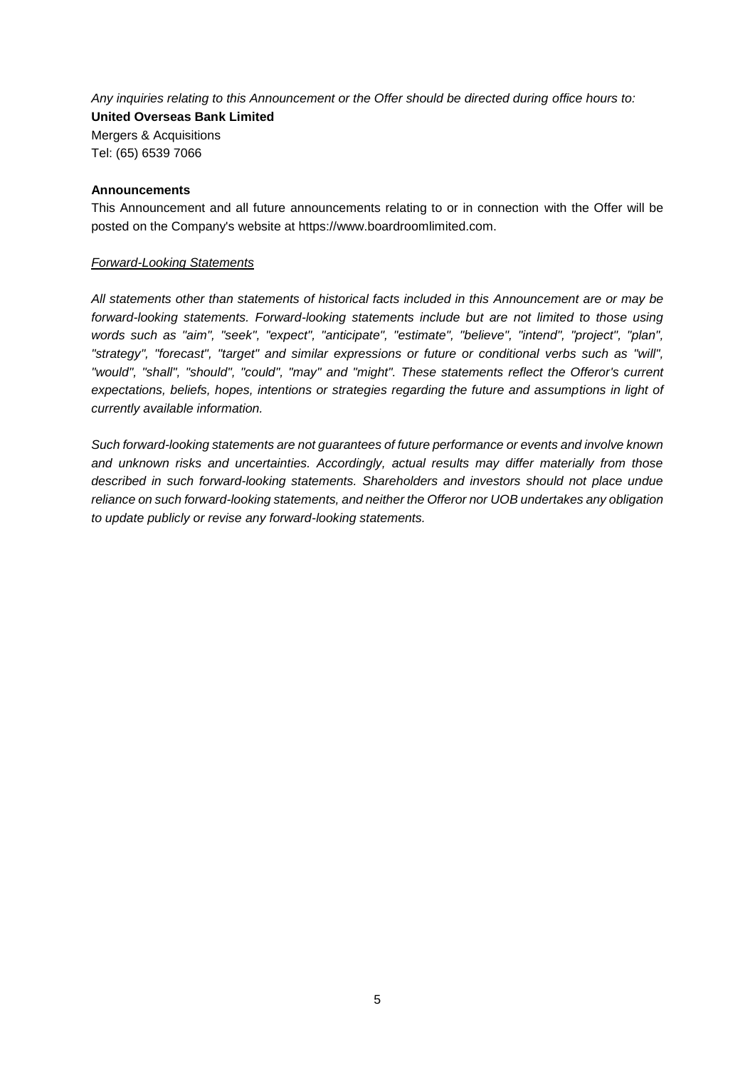*Any inquiries relating to this Announcement or the Offer should be directed during office hours to:*

**United Overseas Bank Limited**
Mergers & Acquisitions
Tel: (65) 6539 7066

**Announcements**

This Announcement and all future announcements relating to or in connection with the Offer will be posted on the Company's website at https://www.boardroomlimited.com.

*Forward-Looking Statements*

*All statements other than statements of historical facts included in this Announcement are or may be forward-looking statements. Forward-looking statements include but are not limited to those using words such as "aim", "seek", "expect", "anticipate", "estimate", "believe", "intend", "project", "plan", "strategy", "forecast", "target" and similar expressions or future or conditional verbs such as "will", "would", "shall", "should", "could", "may" and "might". These statements reflect the Offeror's current expectations, beliefs, hopes, intentions or strategies regarding the future and assumptions in light of currently available information.*

*Such forward-looking statements are not guarantees of future performance or events and involve known and unknown risks and uncertainties. Accordingly, actual results may differ materially from those described in such forward-looking statements. Shareholders and investors should not place undue reliance on such forward-looking statements, and neither the Offeror nor UOB undertakes any obligation to update publicly or revise any forward-looking statements.*